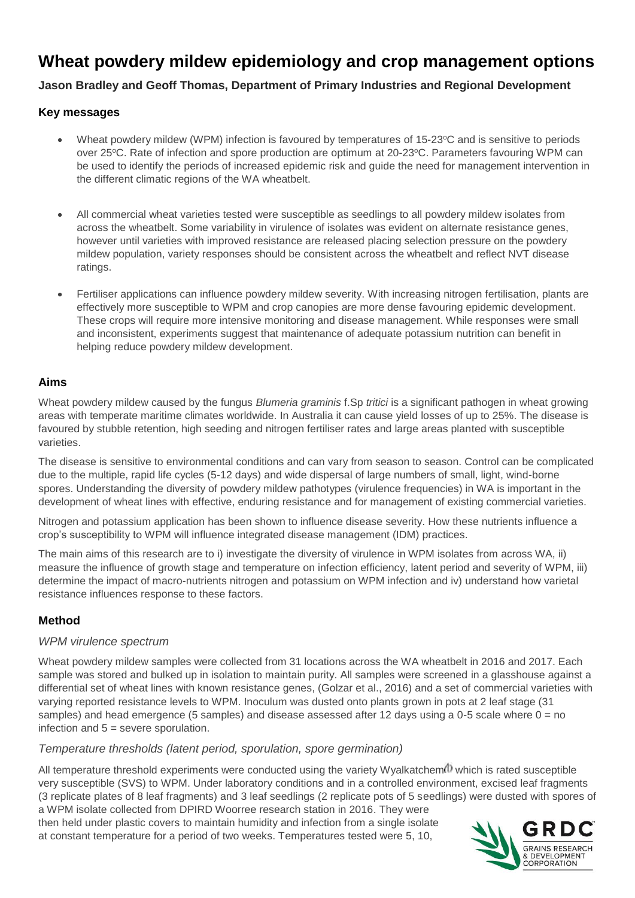# Wheat powdery mildew epidemiology and crop management options

**Jason Bradley and Geoff Thomas, Department of Primary Industries and Regional Development**

### Key messages

- Wheat powdery mildew (WPM) infection is favoured by temperatures of 15-23°C and is sensitive to periods over 25°C. Rate of infection and spore production are optimum at 20-23°C. Parameters favouring WPM can be used to identify the periods of increased epidemic risk and guide the need for management intervention in the different climatic regions of the WA wheatbelt.
- All commercial wheat varieties tested were susceptible as seedlings to all powdery mildew isolates from across the wheatbelt. Some variability in virulence of isolates was evident on alternate resistance genes, however until varieties with improved resistance are released placing selection pressure on the powdery mildew population, variety responses should be consistent across the wheatbelt and reflect NVT disease ratings.
- Fertiliser applications can influence powdery mildew severity. With increasing nitrogen fertilisation, plants are effectively more susceptible to WPM and crop canopies are more dense favouring epidemic development. These crops will require more intensive monitoring and disease management. While responses were small and inconsistent, experiments suggest that maintenance of adequate potassium nutrition can benefit in helping reduce powdery mildew development.

### Aims

Wheat powdery mildew caused by the fungus *Blumeria graminis* f.Sp *tritici* is a significant pathogen in wheat growing areas with temperate maritime climates worldwide. In Australia it can cause yield losses of up to 25%. The disease is favoured by stubble retention, high seeding and nitrogen fertiliser rates and large areas planted with susceptible varieties.

The disease is sensitive to environmental conditions and can vary from season to season. Control can be complicated due to the multiple, rapid life cycles (5-12 days) and wide dispersal of large numbers of small, light, wind-borne spores. Understanding the diversity of powdery mildew pathotypes (virulence frequencies) in WA is important in the development of wheat lines with effective, enduring resistance and for management of existing commercial varieties.

Nitrogen and potassium application has been shown to influence disease severity. How these nutrients influence a crop's susceptibility to WPM will influence integrated disease management (IDM) practices.

The main aims of this research are to i) investigate the diversity of virulence in WPM isolates from across WA, ii) measure the influence of growth stage and temperature on infection efficiency, latent period and severity of WPM, iii) determine the impact of macro-nutrients nitrogen and potassium on WPM infection and iv) understand how varietal resistance influences response to these factors.

### Method

#### *WPM virulence spectrum*

Wheat powdery mildew samples were collected from 31 locations across the WA wheatbelt in 2016 and 2017. Each sample was stored and bulked up in isolation to maintain purity. All samples were screened in a glasshouse against a differential set of wheat lines with known resistance genes, (Golzar et al., 2016) and a set of commercial varieties with varying reported resistance levels to WPM. Inoculum was dusted onto plants grown in pots at 2 leaf stage (31 samples) and head emergence (5 samples) and disease assessed after 12 days using a 0-5 scale where 0 = no infection and 5 = severe sporulation.

#### *Temperature thresholds (latent period, sporulation, spore germination)*

All temperature threshold experiments were conducted using the variety Wyalkatchem⁽ᴰ⁾ which is rated susceptible very susceptible (SVS) to WPM. Under laboratory conditions and in a controlled environment, excised leaf fragments (3 replicate plates of 8 leaf fragments) and 3 leaf seedlings (2 replicate pots of 5 seedlings) were dusted with spores of a WPM isolate collected from DPIRD Woorree research station in 2016. They were then held under plastic covers to maintain humidity and infection from a single isolate at constant temperature for a period of two weeks. Temperatures tested were 5, 10,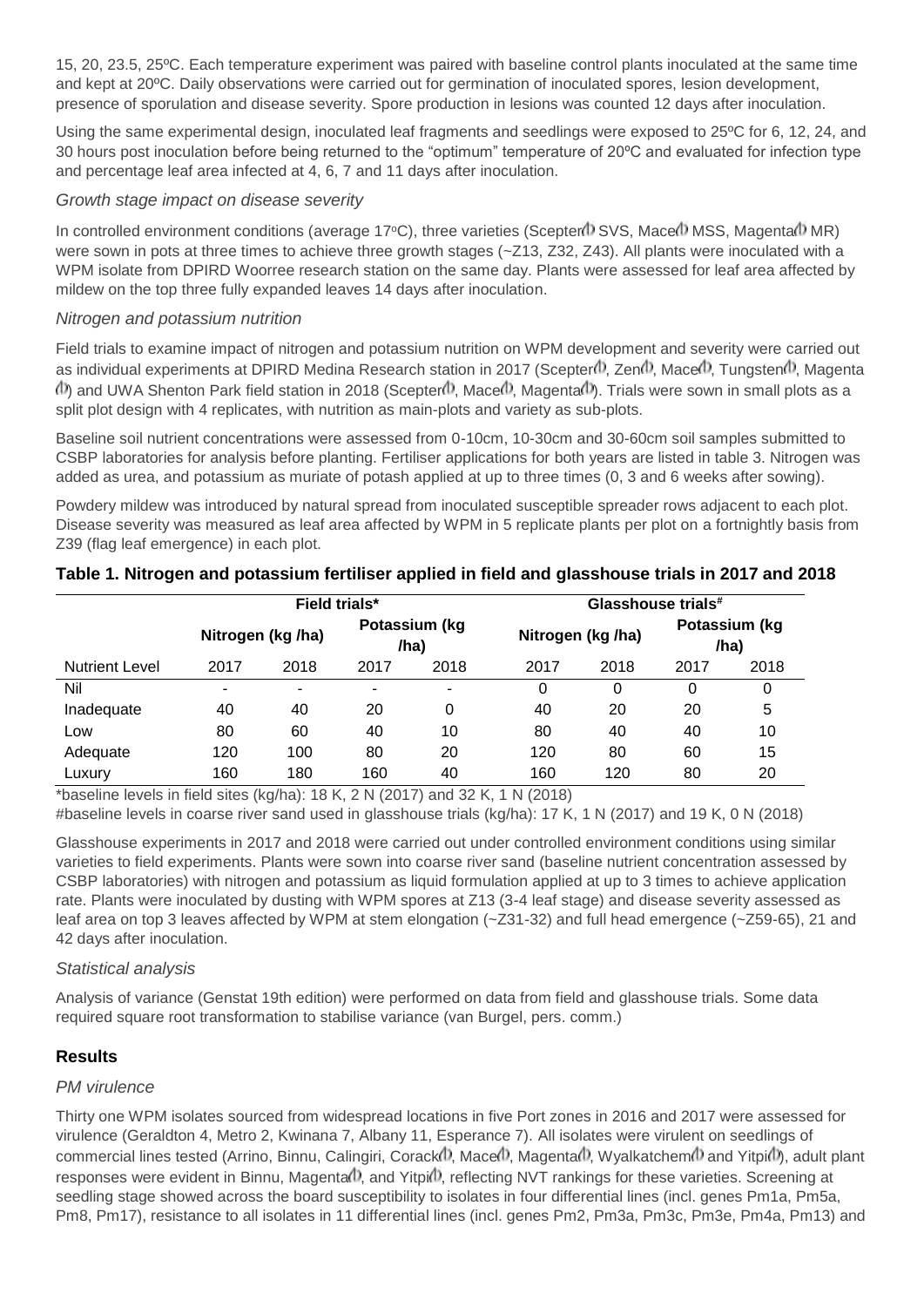15, 20, 23.5, 25ºC. Each temperature experiment was paired with baseline control plants inoculated at the same time and kept at 20ºC. Daily observations were carried out for germination of inoculated spores, lesion development, presence of sporulation and disease severity. Spore production in lesions was counted 12 days after inoculation.

Using the same experimental design, inoculated leaf fragments and seedlings were exposed to 25ºC for 6, 12, 24, and 30 hours post inoculation before being returned to the "optimum" temperature of 20ºC and evaluated for infection type and percentage leaf area infected at 4, 6, 7 and 11 days after inoculation.

### *Growth stage impact on disease severity*

In controlled environment conditions (average 17ºC), three varieties (Scepter SVS, Mace MSS, Magenta MR) were sown in pots at three times to achieve three growth stages (~Z13, Z32, Z43). All plants were inoculated with a WPM isolate from DPIRD Woorree research station on the same day. Plants were assessed for leaf area affected by mildew on the top three fully expanded leaves 14 days after inoculation.

### *Nitrogen and potassium nutrition*

Field trials to examine impact of nitrogen and potassium nutrition on WPM development and severity were carried out as individual experiments at DPIRD Medina Research station in 2017 (Scepter, Zen, Mace, Tungsten, Magenta) and UWA Shenton Park field station in 2018 (Scepter, Mace, Magenta). Trials were sown in small plots as a split plot design with 4 replicates, with nutrition as main-plots and variety as sub-plots.

Baseline soil nutrient concentrations were assessed from 0-10cm, 10-30cm and 30-60cm soil samples submitted to CSBP laboratories for analysis before planting. Fertiliser applications for both years are listed in table 3. Nitrogen was added as urea, and potassium as muriate of potash applied at up to three times (0, 3 and 6 weeks after sowing).

Powdery mildew was introduced by natural spread from inoculated susceptible spreader rows adjacent to each plot. Disease severity was measured as leaf area affected by WPM in 5 replicate plants per plot on a fortnightly basis from Z39 (flag leaf emergence) in each plot.

**Table 1. Nitrogen and potassium fertiliser applied in field and glasshouse trials in 2017 and 2018**

| | Field trials* | | | | Glasshouse trials# | | | |
|---|---|---|---|---|---|---|---|---|
| | Nitrogen (kg /ha) | | Potassium (kg /ha) | | Nitrogen (kg /ha) | | Potassium (kg /ha) | |
| Nutrient Level | 2017 | 2018 | 2017 | 2018 | 2017 | 2018 | 2017 | 2018 |
| Nil | - | - | - | - | 0 | 0 | 0 | 0 |
| Inadequate | 40 | 40 | 20 | 0 | 40 | 20 | 20 | 5 |
| Low | 80 | 60 | 40 | 10 | 80 | 40 | 40 | 10 |
| Adequate | 120 | 100 | 80 | 20 | 120 | 80 | 60 | 15 |
| Luxury | 160 | 180 | 160 | 40 | 160 | 120 | 80 | 20 |

*baseline levels in field sites (kg/ha): 18 K, 2 N (2017) and 32 K, 1 N (2018)

#baseline levels in coarse river sand used in glasshouse trials (kg/ha): 17 K, 1 N (2017) and 19 K, 0 N (2018)

Glasshouse experiments in 2017 and 2018 were carried out under controlled environment conditions using similar varieties to field experiments. Plants were sown into coarse river sand (baseline nutrient concentration assessed by CSBP laboratories) with nitrogen and potassium as liquid formulation applied at up to 3 times to achieve application rate. Plants were inoculated by dusting with WPM spores at Z13 (3-4 leaf stage) and disease severity assessed as leaf area on top 3 leaves affected by WPM at stem elongation (~Z31-32) and full head emergence (~Z59-65), 21 and 42 days after inoculation.

### *Statistical analysis*

Analysis of variance (Genstat 19th edition) were performed on data from field and glasshouse trials. Some data required square root transformation to stabilise variance (van Burgel, pers. comm.)

## Results

### *PM virulence*

Thirty one WPM isolates sourced from widespread locations in five Port zones in 2016 and 2017 were assessed for virulence (Geraldton 4, Metro 2, Kwinana 7, Albany 11, Esperance 7). All isolates were virulent on seedlings of commercial lines tested (Arrino, Binnu, Calingiri, Corack, Mace, Magenta, Wyalkatchem and Yitpi), adult plant responses were evident in Binnu, Magenta, and Yitpi, reflecting NVT rankings for these varieties. Screening at seedling stage showed across the board susceptibility to isolates in four differential lines (incl. genes Pm1a, Pm5a, Pm8, Pm17), resistance to all isolates in 11 differential lines (incl. genes Pm2, Pm3a, Pm3c, Pm3e, Pm4a, Pm13) and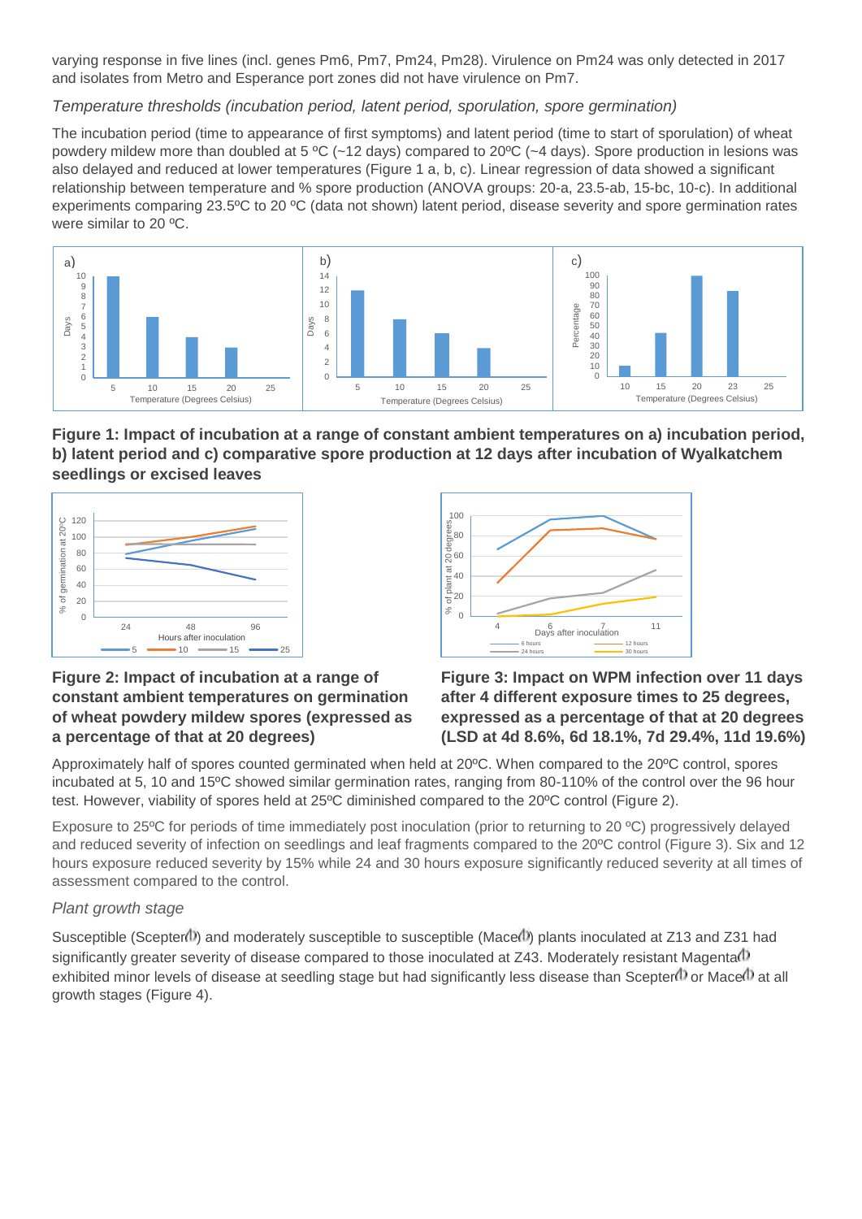varying response in five lines (incl. genes Pm6, Pm7, Pm24, Pm28). Virulence on Pm24 was only detected in 2017 and isolates from Metro and Esperance port zones did not have virulence on Pm7.

### *Temperature thresholds (incubation period, latent period, sporulation, spore germination)*

The incubation period (time to appearance of first symptoms) and latent period (time to start of sporulation) of wheat powdery mildew more than doubled at 5 ºC (~12 days) compared to 20ºC (~4 days). Spore production in lesions was also delayed and reduced at lower temperatures (Figure 1 a, b, c). Linear regression of data showed a significant relationship between temperature and % spore production (ANOVA groups: 20-a, 23.5-ab, 15-bc, 10-c). In additional experiments comparing 23.5ºC to 20 ºC (data not shown) latent period, disease severity and spore germination rates were similar to 20 ºC.

**Figure 1: Impact of incubation at a range of constant ambient temperatures on a) incubation period, b) latent period and c) comparative spore production at 12 days after incubation of Wyalkatchem seedlings or excised leaves**

**Figure 2: Impact of incubation at a range of constant ambient temperatures on germination of wheat powdery mildew spores (expressed as a percentage of that at 20 degrees)**

**Figure 3: Impact on WPM infection over 11 days after 4 different exposure times to 25 degrees, expressed as a percentage of that at 20 degrees (LSD at 4d 8.6%, 6d 18.1%, 7d 29.4%, 11d 19.6%)**

Approximately half of spores counted germinated when held at 20ºC. When compared to the 20ºC control, spores incubated at 5, 10 and 15ºC showed similar germination rates, ranging from 80-110% of the control over the 96 hour test. However, viability of spores held at 25ºC diminished compared to the 20ºC control (Figure 2).

Exposure to 25ºC for periods of time immediately post inoculation (prior to returning to 20 ºC) progressively delayed and reduced severity of infection on seedlings and leaf fragments compared to the 20ºC control (Figure 3). Six and 12 hours exposure reduced severity by 15% while 24 and 30 hours exposure significantly reduced severity at all times of assessment compared to the control.

### *Plant growth stage*

Susceptible (Scepter⊕) and moderately susceptible to susceptible (Mace⊕) plants inoculated at Z13 and Z31 had significantly greater severity of disease compared to those inoculated at Z43. Moderately resistant Magenta⊕ exhibited minor levels of disease at seedling stage but had significantly less disease than Scepter⊕ or Mace⊕ at all growth stages (Figure 4).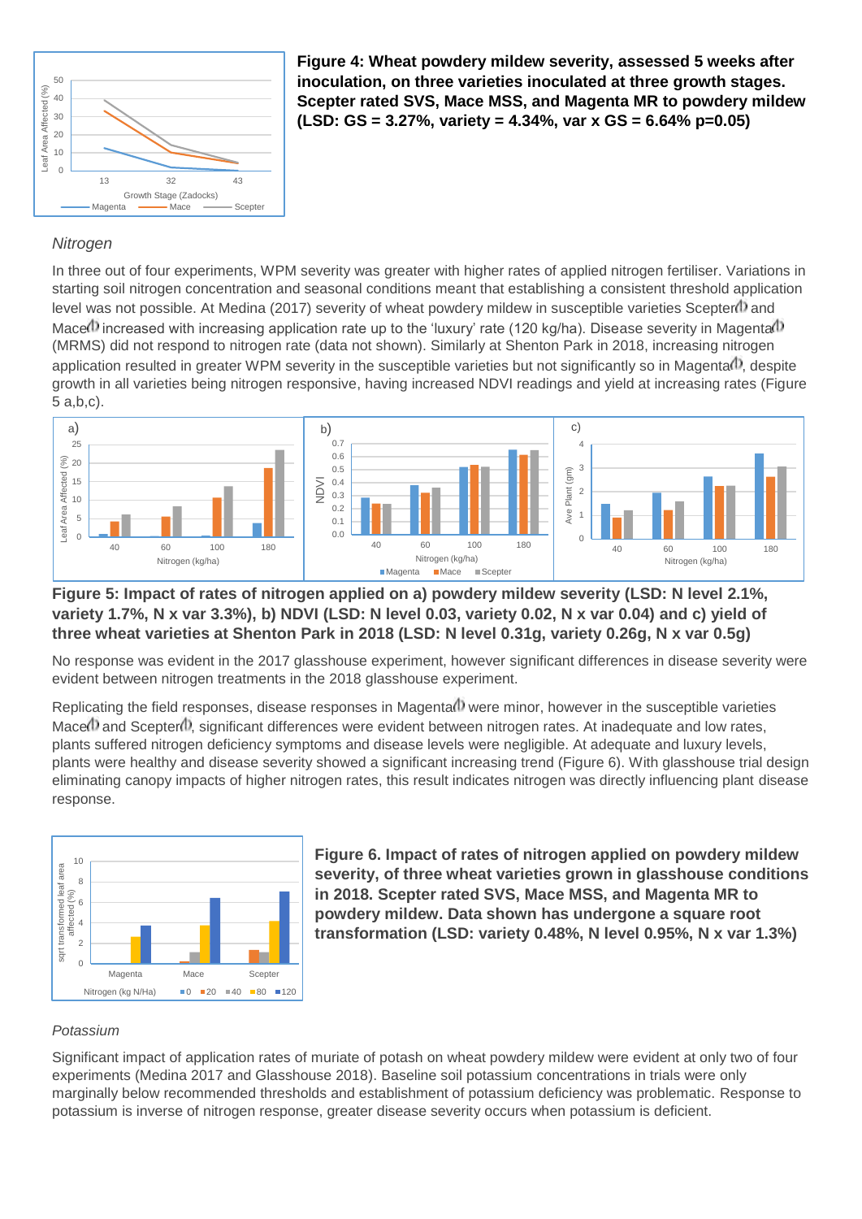**Figure 4: Wheat powdery mildew severity, assessed 5 weeks after inoculation, on three varieties inoculated at three growth stages. Scepter rated SVS, Mace MSS, and Magenta MR to powdery mildew (LSD: GS = 3.27%, variety = 4.34%, var x GS = 6.64% p=0.05)**

### *Nitrogen*

In three out of four experiments, WPM severity was greater with higher rates of applied nitrogen fertiliser. Variations in starting soil nitrogen concentration and seasonal conditions meant that establishing a consistent threshold application level was not possible. At Medina (2017) severity of wheat powdery mildew in susceptible varieties Scepter and Mace increased with increasing application rate up to the 'luxury' rate (120 kg/ha). Disease severity in Magenta (MRMS) did not respond to nitrogen rate (data not shown). Similarly at Shenton Park in 2018, increasing nitrogen application resulted in greater WPM severity in the susceptible varieties but not significantly so in Magenta, despite growth in all varieties being nitrogen responsive, having increased NDVI readings and yield at increasing rates (Figure 5 a,b,c).

**Figure 5: Impact of rates of nitrogen applied on a) powdery mildew severity (LSD: N level 2.1%, variety 1.7%, N x var 3.3%), b) NDVI (LSD: N level 0.03, variety 0.02, N x var 0.04) and c) yield of three wheat varieties at Shenton Park in 2018 (LSD: N level 0.31g, variety 0.26g, N x var 0.5g)**

No response was evident in the 2017 glasshouse experiment, however significant differences in disease severity were evident between nitrogen treatments in the 2018 glasshouse experiment.

Replicating the field responses, disease responses in Magenta were minor, however in the susceptible varieties Mace and Scepter, significant differences were evident between nitrogen rates. At inadequate and low rates, plants suffered nitrogen deficiency symptoms and disease levels were negligible. At adequate and luxury levels, plants were healthy and disease severity showed a significant increasing trend (Figure 6). With glasshouse trial design eliminating canopy impacts of higher nitrogen rates, this result indicates nitrogen was directly influencing plant disease response.

**Figure 6. Impact of rates of nitrogen applied on powdery mildew severity, of three wheat varieties grown in glasshouse conditions in 2018. Scepter rated SVS, Mace MSS, and Magenta MR to powdery mildew. Data shown has undergone a square root transformation (LSD: variety 0.48%, N level 0.95%, N x var 1.3%)**

### *Potassium*

Significant impact of application rates of muriate of potash on wheat powdery mildew were evident at only two of four experiments (Medina 2017 and Glasshouse 2018). Baseline soil potassium concentrations in trials were only marginally below recommended thresholds and establishment of potassium deficiency was problematic. Response to potassium is inverse of nitrogen response, greater disease severity occurs when potassium is deficient.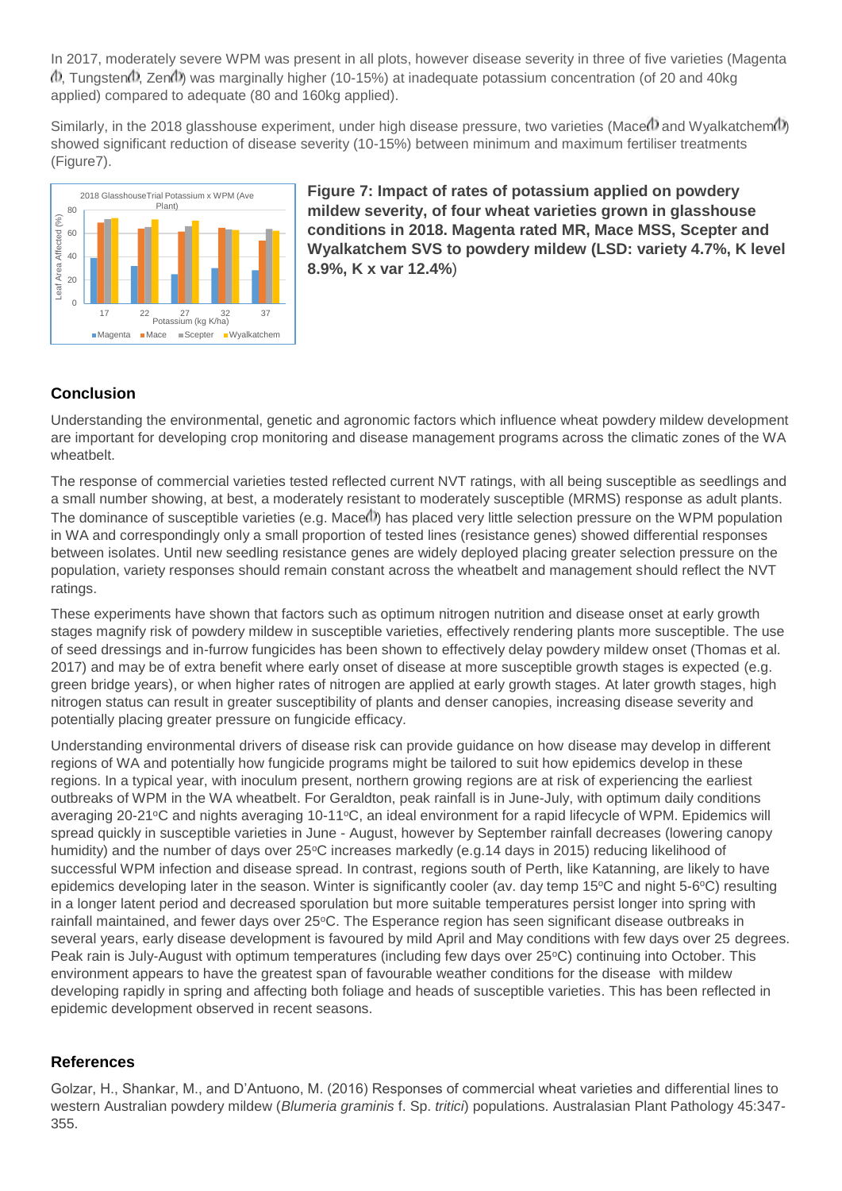In 2017, moderately severe WPM was present in all plots, however disease severity in three of five varieties (Magenta, Tungsten, Zen) was marginally higher (10-15%) at inadequate potassium concentration (of 20 and 40kg applied) compared to adequate (80 and 160kg applied).

Similarly, in the 2018 glasshouse experiment, under high disease pressure, two varieties (Mace and Wyalkatchem) showed significant reduction of disease severity (10-15%) between minimum and maximum fertiliser treatments (Figure7).

**Figure 7: Impact of rates of potassium applied on powdery mildew severity, of four wheat varieties grown in glasshouse conditions in 2018. Magenta rated MR, Mace MSS, Scepter and Wyalkatchem SVS to powdery mildew (LSD: variety 4.7%, K level 8.9%, K x var 12.4%**)

## Conclusion

Understanding the environmental, genetic and agronomic factors which influence wheat powdery mildew development are important for developing crop monitoring and disease management programs across the climatic zones of the WA wheatbelt.

The response of commercial varieties tested reflected current NVT ratings, with all being susceptible as seedlings and a small number showing, at best, a moderately resistant to moderately susceptible (MRMS) response as adult plants. The dominance of susceptible varieties (e.g. Mace) has placed very little selection pressure on the WPM population in WA and correspondingly only a small proportion of tested lines (resistance genes) showed differential responses between isolates. Until new seedling resistance genes are widely deployed placing greater selection pressure on the population, variety responses should remain constant across the wheatbelt and management should reflect the NVT ratings.

These experiments have shown that factors such as optimum nitrogen nutrition and disease onset at early growth stages magnify risk of powdery mildew in susceptible varieties, effectively rendering plants more susceptible. The use of seed dressings and in-furrow fungicides has been shown to effectively delay powdery mildew onset (Thomas et al. 2017) and may be of extra benefit where early onset of disease at more susceptible growth stages is expected (e.g. green bridge years), or when higher rates of nitrogen are applied at early growth stages. At later growth stages, high nitrogen status can result in greater susceptibility of plants and denser canopies, increasing disease severity and potentially placing greater pressure on fungicide efficacy.

Understanding environmental drivers of disease risk can provide guidance on how disease may develop in different regions of WA and potentially how fungicide programs might be tailored to suit how epidemics develop in these regions. In a typical year, with inoculum present, northern growing regions are at risk of experiencing the earliest outbreaks of WPM in the WA wheatbelt. For Geraldton, peak rainfall is in June-July, with optimum daily conditions averaging 20-21°C and nights averaging 10-11°C, an ideal environment for a rapid lifecycle of WPM. Epidemics will spread quickly in susceptible varieties in June - August, however by September rainfall decreases (lowering canopy humidity) and the number of days over 25°C increases markedly (e.g.14 days in 2015) reducing likelihood of successful WPM infection and disease spread. In contrast, regions south of Perth, like Katanning, are likely to have epidemics developing later in the season. Winter is significantly cooler (av. day temp 15°C and night 5-6°C) resulting in a longer latent period and decreased sporulation but more suitable temperatures persist longer into spring with rainfall maintained, and fewer days over 25°C. The Esperance region has seen significant disease outbreaks in several years, early disease development is favoured by mild April and May conditions with few days over 25 degrees. Peak rain is July-August with optimum temperatures (including few days over 25°C) continuing into October. This environment appears to have the greatest span of favourable weather conditions for the disease with mildew developing rapidly in spring and affecting both foliage and heads of susceptible varieties. This has been reflected in epidemic development observed in recent seasons.

## References

Golzar, H., Shankar, M., and D'Antuono, M. (2016) Responses of commercial wheat varieties and differential lines to western Australian powdery mildew (*Blumeria graminis* f. Sp. *tritici*) populations. Australasian Plant Pathology 45:347-355.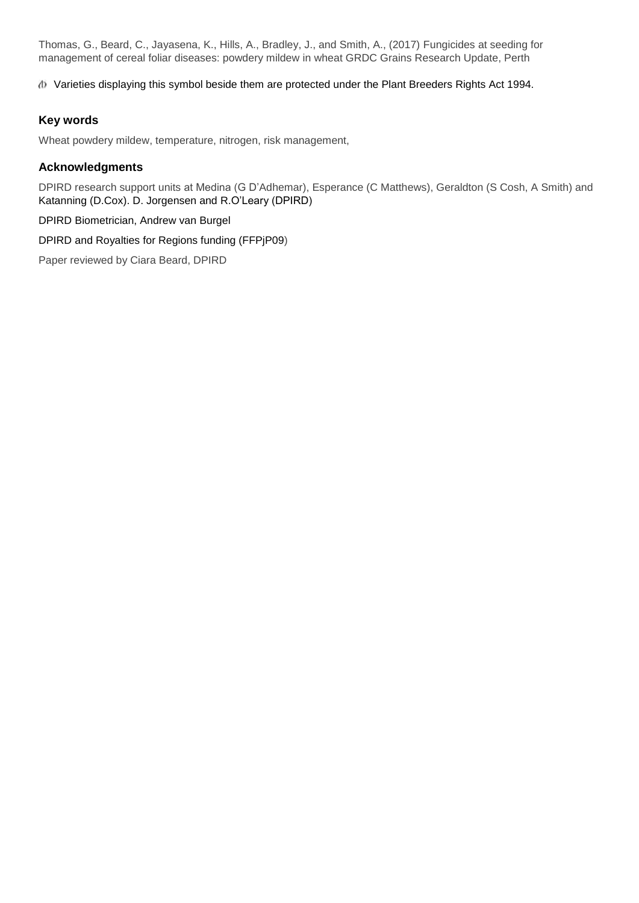Thomas, G., Beard, C., Jayasena, K., Hills, A., Bradley, J., and Smith, A., (2017) Fungicides at seeding for management of cereal foliar diseases: powdery mildew in wheat GRDC Grains Research Update, Perth

⏀ Varieties displaying this symbol beside them are protected under the Plant Breeders Rights Act 1994.

### Key words

Wheat powdery mildew, temperature, nitrogen, risk management,

### Acknowledgments

DPIRD research support units at Medina (G D'Adhemar), Esperance (C Matthews), Geraldton (S Cosh, A Smith) and Katanning (D.Cox). D. Jorgensen and R.O'Leary (DPIRD)

DPIRD Biometrician, Andrew van Burgel

DPIRD and Royalties for Regions funding (FFPjP09)

Paper reviewed by Ciara Beard, DPIRD